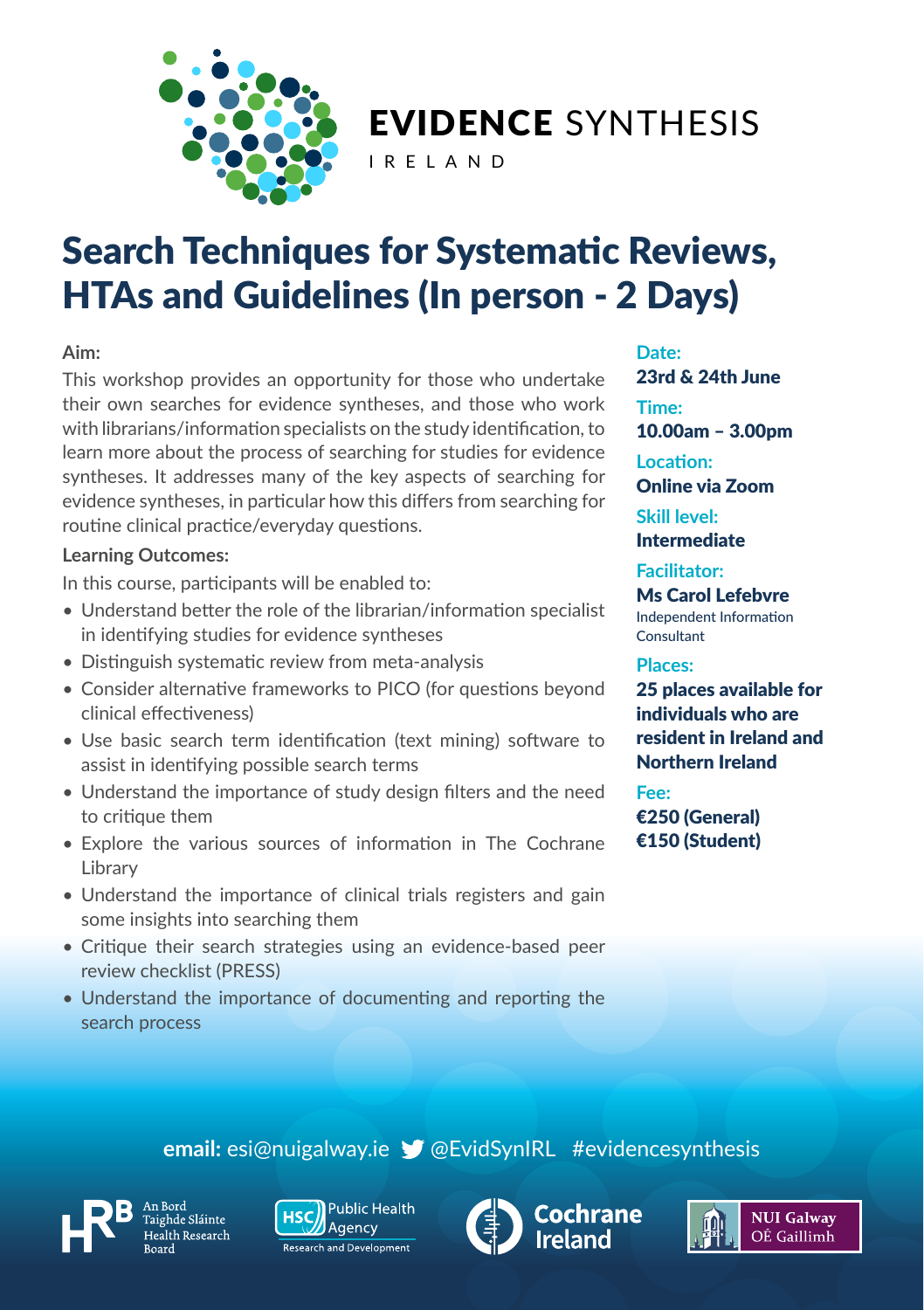**EVIDENCE** SYNTHESIS

IRELAND

# Search Techniques for Systematic Reviews, HTAs and Guidelines (In person - 2 Days)

**Aim:**

This workshop provides an opportunity for those who undertake their own searches for evidence syntheses, and those who work with librarians/information specialists on the study identification, to learn more about the process of searching for studies for evidence syntheses. It addresses many of the key aspects of searching for evidence syntheses, in particular how this differs from searching for routine clinical practice/everyday questions.

**Learning Outcomes:**

In this course, participants will be enabled to:

- Understand better the role of the librarian/information specialist in identifying studies for evidence syntheses
- Distinguish systematic review from meta-analysis
- Consider alternative frameworks to PICO (for questions beyond clinical effectiveness)
- Use basic search term identification (text mining) software to assist in identifying possible search terms
- Understand the importance of study design filters and the need to critique them
- Explore the various sources of information in The Cochrane Library
- Understand the importance of clinical trials registers and gain some insights into searching them
- Critique their search strategies using an evidence-based peer review checklist (PRESS)
- Understand the importance of documenting and reporting the search process

**Date:**
**23rd & 24th June**

**Time:**
**10.00am – 3.00pm**

**Location:**
**Online via Zoom**

**Skill level:**
**Intermediate**

**Facilitator:**
**Ms Carol Lefebvre**
Independent Information Consultant

**Places:**
**25 places available for individuals who are resident in Ireland and Northern Ireland**

**Fee:**
**€250 (General)**
**€150 (Student)**

**email:** esi@nuigalway.ie @EvidSynIRL #evidencesynthesis

An Bord Taighde Sláinte Health Research Board | HSC Public Health Agency Research and Development | Cochrane Ireland | NUI Galway OÉ Gaillimh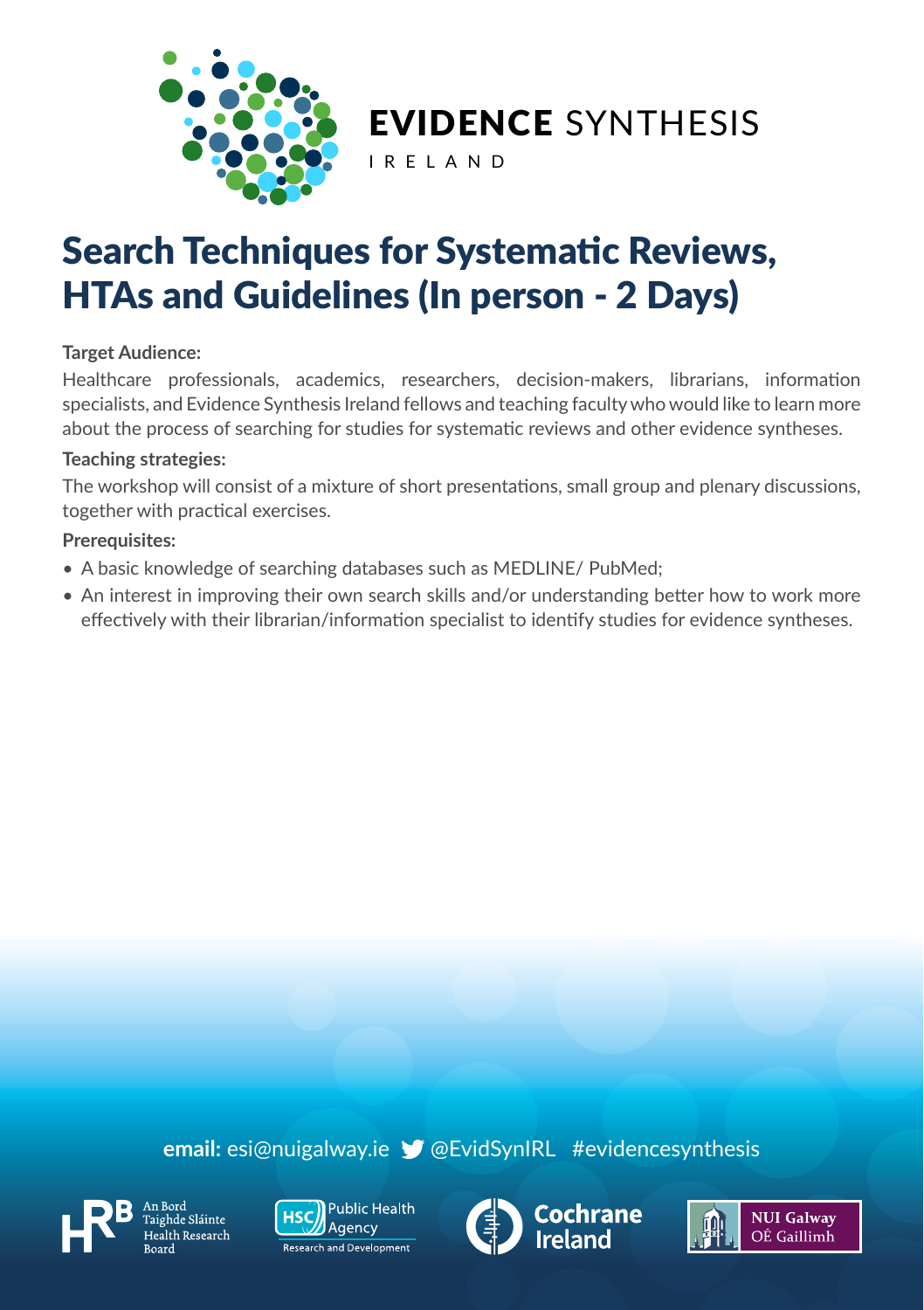EVIDENCE SYNTHESIS
IRELAND

# Search Techniques for Systematic Reviews, HTAs and Guidelines (In person - 2 Days)

**Target Audience:**

Healthcare professionals, academics, researchers, decision-makers, librarians, information specialists, and Evidence Synthesis Ireland fellows and teaching faculty who would like to learn more about the process of searching for studies for systematic reviews and other evidence syntheses.

**Teaching strategies:**

The workshop will consist of a mixture of short presentations, small group and plenary discussions, together with practical exercises.

**Prerequisites:**

- A basic knowledge of searching databases such as MEDLINE/ PubMed;
- An interest in improving their own search skills and/or understanding better how to work more effectively with their librarian/information specialist to identify studies for evidence syntheses.

**email:** esi@nuigalway.ie @EvidSynIRL #evidencesynthesis

An Bord Taighde Sláinte Health Research Board

HSC Public Health Agency Research and Development

Cochrane Ireland

NUI Galway OÉ Gaillimh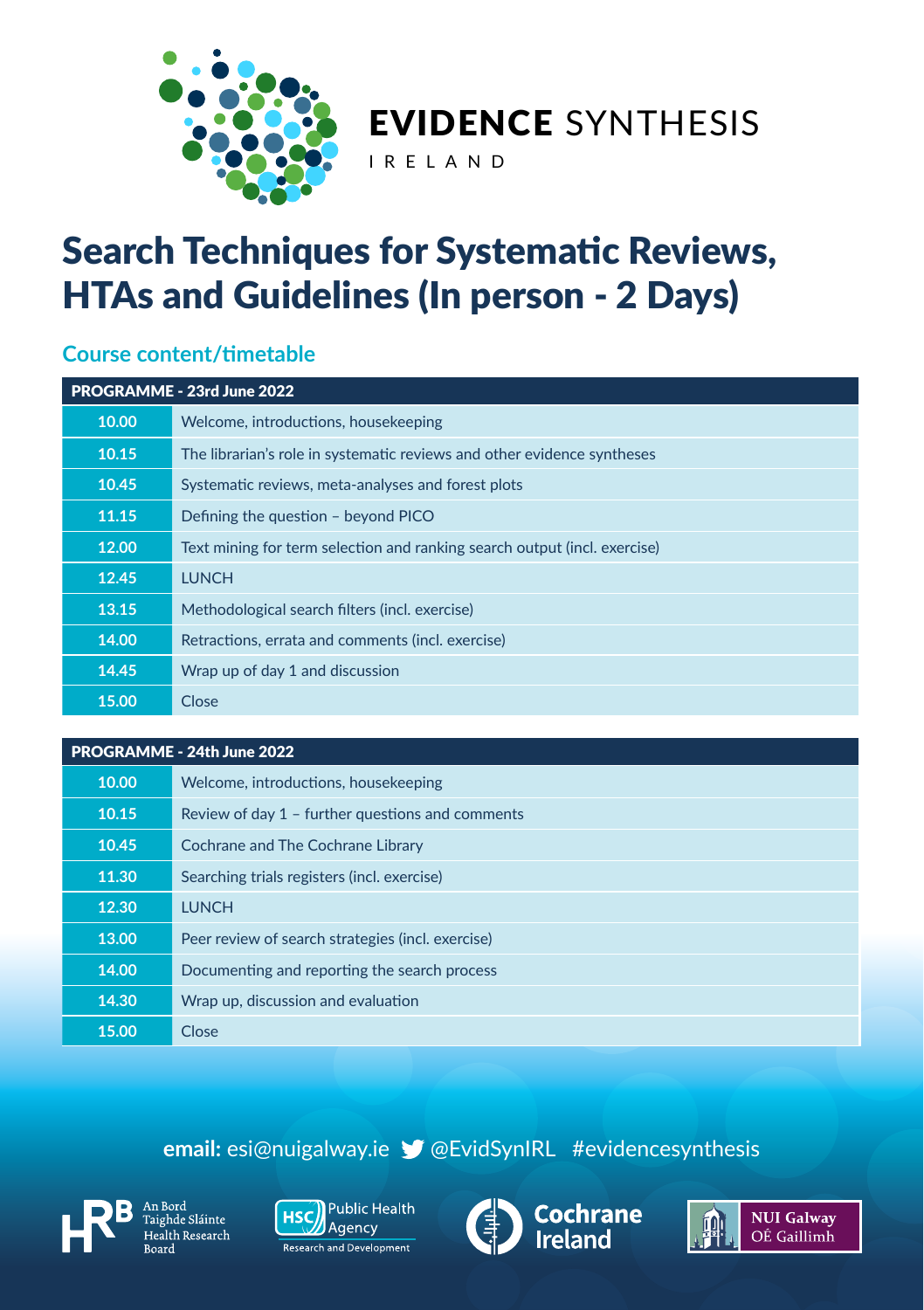EVIDENCE SYNTHESIS
IRELAND

# Search Techniques for Systematic Reviews, HTAs and Guidelines (In person - 2 Days)

## Course content/timetable

| PROGRAMME - 23rd June 2022 | |
|---|---|
| 10.00 | Welcome, introductions, housekeeping |
| 10.15 | The librarian's role in systematic reviews and other evidence syntheses |
| 10.45 | Systematic reviews, meta-analyses and forest plots |
| 11.15 | Defining the question – beyond PICO |
| 12.00 | Text mining for term selection and ranking search output (incl. exercise) |
| 12.45 | LUNCH |
| 13.15 | Methodological search filters (incl. exercise) |
| 14.00 | Retractions, errata and comments (incl. exercise) |
| 14.45 | Wrap up of day 1 and discussion |
| 15.00 | Close |

| PROGRAMME - 24th June 2022 | |
|---|---|
| 10.00 | Welcome, introductions, housekeeping |
| 10.15 | Review of day 1 – further questions and comments |
| 10.45 | Cochrane and The Cochrane Library |
| 11.30 | Searching trials registers (incl. exercise) |
| 12.30 | LUNCH |
| 13.00 | Peer review of search strategies (incl. exercise) |
| 14.00 | Documenting and reporting the search process |
| 14.30 | Wrap up, discussion and evaluation |
| 15.00 | Close |

**email:** esi@nuigalway.ie @EvidSynIRL #evidencesynthesis

An Bord Taighde Sláinte Health Research Board | HSC Public Health Agency Research and Development | Cochrane Ireland | NUI Galway OÉ Gaillimh